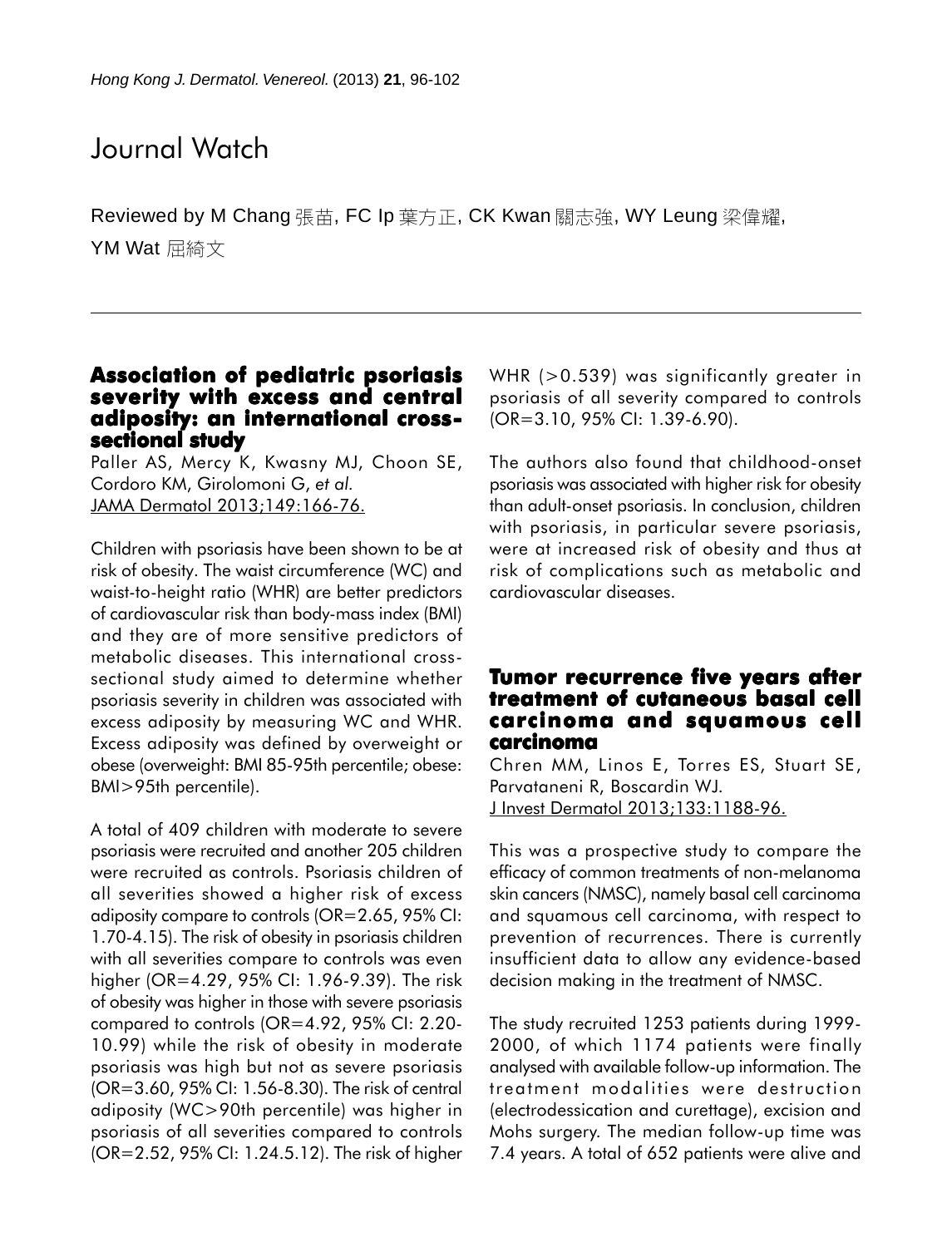# Journal Watch

Reviewed by M Chang 張苗, FC Ip 葉方正, CK Kwan 關志強, WY Leung 梁偉耀, YM Wat 屈綺文

---

## Association of pediatric psoriasis severity with excess and central adiposity: an international cross-sectional study

Paller AS, Mercy K, Kwasny MJ, Choon SE, Cordoro KM, Girolomoni G, *et al.*
JAMA Dermatol 2013;149:166-76.

Children with psoriasis have been shown to be at risk of obesity. The waist circumference (WC) and waist-to-height ratio (WHR) are better predictors of cardiovascular risk than body-mass index (BMI) and they are of more sensitive predictors of metabolic diseases. This international cross-sectional study aimed to determine whether psoriasis severity in children was associated with excess adiposity by measuring WC and WHR. Excess adiposity was defined by overweight or obese (overweight: BMI 85-95th percentile; obese: BMI>95th percentile).

A total of 409 children with moderate to severe psoriasis were recruited and another 205 children were recruited as controls. Psoriasis children of all severities showed a higher risk of excess adiposity compare to controls (OR=2.65, 95% CI: 1.70-4.15). The risk of obesity in psoriasis children with all severities compare to controls was even higher (OR=4.29, 95% CI: 1.96-9.39). The risk of obesity was higher in those with severe psoriasis compared to controls (OR=4.92, 95% CI: 2.20-10.99) while the risk of obesity in moderate psoriasis was high but not as severe psoriasis (OR=3.60, 95% CI: 1.56-8.30). The risk of central adiposity (WC>90th percentile) was higher in psoriasis of all severities compared to controls (OR=2.52, 95% CI: 1.24.5.12). The risk of higher WHR (>0.539) was significantly greater in psoriasis of all severity compared to controls (OR=3.10, 95% CI: 1.39-6.90).

The authors also found that childhood-onset psoriasis was associated with higher risk for obesity than adult-onset psoriasis. In conclusion, children with psoriasis, in particular severe psoriasis, were at increased risk of obesity and thus at risk of complications such as metabolic and cardiovascular diseases.

## Tumor recurrence five years after treatment of cutaneous basal cell carcinoma and squamous cell carcinoma

Chren MM, Linos E, Torres ES, Stuart SE, Parvataneni R, Boscardin WJ.
J Invest Dermatol 2013;133:1188-96.

This was a prospective study to compare the efficacy of common treatments of non-melanoma skin cancers (NMSC), namely basal cell carcinoma and squamous cell carcinoma, with respect to prevention of recurrences. There is currently insufficient data to allow any evidence-based decision making in the treatment of NMSC.

The study recruited 1253 patients during 1999-2000, of which 1174 patients were finally analysed with available follow-up information. The treatment modalities were destruction (electrodessication and curettage), excision and Mohs surgery. The median follow-up time was 7.4 years. A total of 652 patients were alive and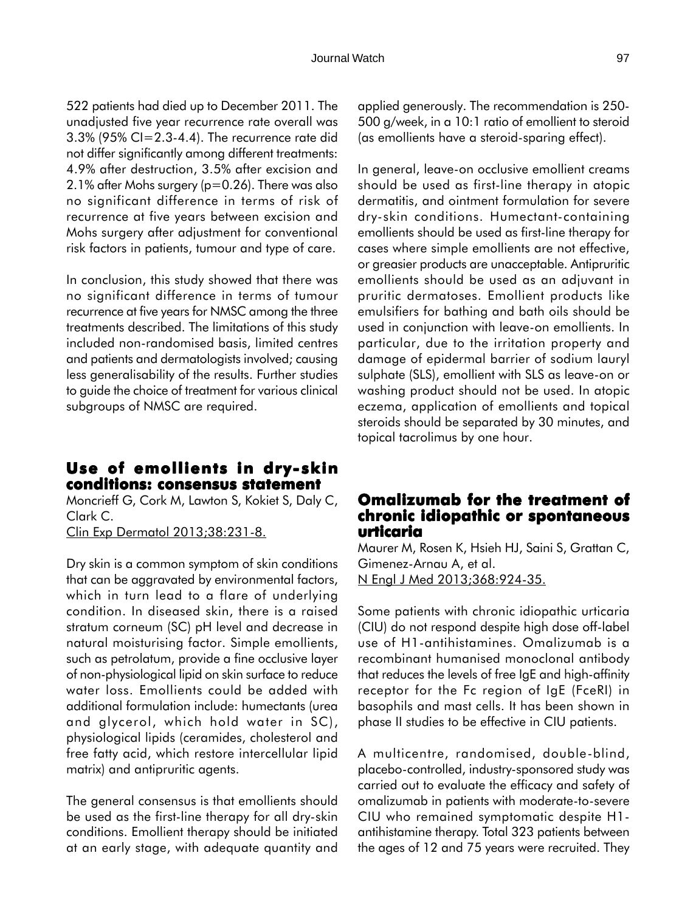522 patients had died up to December 2011. The unadjusted five year recurrence rate overall was 3.3% (95% CI=2.3-4.4). The recurrence rate did not differ significantly among different treatments: 4.9% after destruction, 3.5% after excision and 2.1% after Mohs surgery (p=0.26). There was also no significant difference in terms of risk of recurrence at five years between excision and Mohs surgery after adjustment for conventional risk factors in patients, tumour and type of care.

In conclusion, this study showed that there was no significant difference in terms of tumour recurrence at five years for NMSC among the three treatments described. The limitations of this study included non-randomised basis, limited centres and patients and dermatologists involved; causing less generalisability of the results. Further studies to guide the choice of treatment for various clinical subgroups of NMSC are required.

## Use of emollients in dry-skin conditions: consensus statement

Moncrieff G, Cork M, Lawton S, Kokiet S, Daly C, Clark C.
Clin Exp Dermatol 2013;38:231-8.

Dry skin is a common symptom of skin conditions that can be aggravated by environmental factors, which in turn lead to a flare of underlying condition. In diseased skin, there is a raised stratum corneum (SC) pH level and decrease in natural moisturising factor. Simple emollients, such as petrolatum, provide a fine occlusive layer of non-physiological lipid on skin surface to reduce water loss. Emollients could be added with additional formulation include: humectants (urea and glycerol, which hold water in SC), physiological lipids (ceramides, cholesterol and free fatty acid, which restore intercellular lipid matrix) and antipruritic agents.

The general consensus is that emollients should be used as the first-line therapy for all dry-skin conditions. Emollient therapy should be initiated at an early stage, with adequate quantity and applied generously. The recommendation is 250-500 g/week, in a 10:1 ratio of emollient to steroid (as emollients have a steroid-sparing effect).

In general, leave-on occlusive emollient creams should be used as first-line therapy in atopic dermatitis, and ointment formulation for severe dry-skin conditions. Humectant-containing emollients should be used as first-line therapy for cases where simple emollients are not effective, or greasier products are unacceptable. Antipruritic emollients should be used as an adjuvant in pruritic dermatoses. Emollient products like emulsifiers for bathing and bath oils should be used in conjunction with leave-on emollients. In particular, due to the irritation property and damage of epidermal barrier of sodium lauryl sulphate (SLS), emollient with SLS as leave-on or washing product should not be used. In atopic eczema, application of emollients and topical steroids should be separated by 30 minutes, and topical tacrolimus by one hour.

## Omalizumab for the treatment of chronic idiopathic or spontaneous urticaria

Maurer M, Rosen K, Hsieh HJ, Saini S, Grattan C, Gimenez-Arnau A, et al.
N Engl J Med 2013;368:924-35.

Some patients with chronic idiopathic urticaria (CIU) do not respond despite high dose off-label use of H1-antihistamines. Omalizumab is a recombinant humanised monoclonal antibody that reduces the levels of free IgE and high-affinity receptor for the Fc region of IgE (FceRI) in basophils and mast cells. It has been shown in phase II studies to be effective in CIU patients.

A multicentre, randomised, double-blind, placebo-controlled, industry-sponsored study was carried out to evaluate the efficacy and safety of omalizumab in patients with moderate-to-severe CIU who remained symptomatic despite H1-antihistamine therapy. Total 323 patients between the ages of 12 and 75 years were recruited. They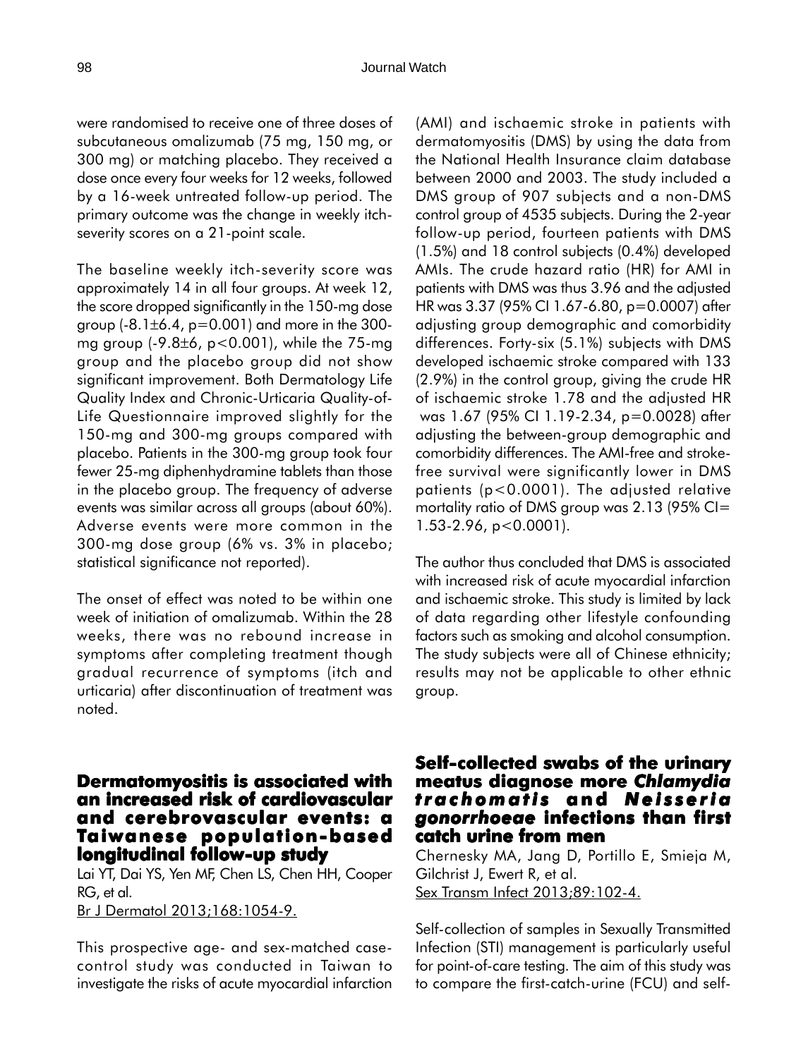were randomised to receive one of three doses of subcutaneous omalizumab (75 mg, 150 mg, or 300 mg) or matching placebo. They received a dose once every four weeks for 12 weeks, followed by a 16-week untreated follow-up period. The primary outcome was the change in weekly itch-severity scores on a 21-point scale.

The baseline weekly itch-severity score was approximately 14 in all four groups. At week 12, the score dropped significantly in the 150-mg dose group (-8.1±6.4, p=0.001) and more in the 300-mg group (-9.8±6, p<0.001), while the 75-mg group and the placebo group did not show significant improvement. Both Dermatology Life Quality Index and Chronic-Urticaria Quality-of-Life Questionnaire improved slightly for the 150-mg and 300-mg groups compared with placebo. Patients in the 300-mg group took four fewer 25-mg diphenhydramine tablets than those in the placebo group. The frequency of adverse events was similar across all groups (about 60%). Adverse events were more common in the 300-mg dose group (6% vs. 3% in placebo; statistical significance not reported).

The onset of effect was noted to be within one week of initiation of omalizumab. Within the 28 weeks, there was no rebound increase in symptoms after completing treatment though gradual recurrence of symptoms (itch and urticaria) after discontinuation of treatment was noted.

## Dermatomyositis is associated with an increased risk of cardiovascular and cerebrovascular events: a Taiwanese population-based longitudinal follow-up study

Lai YT, Dai YS, Yen MF, Chen LS, Chen HH, Cooper RG, et al.
Br J Dermatol 2013;168:1054-9.

This prospective age- and sex-matched case-control study was conducted in Taiwan to investigate the risks of acute myocardial infarction (AMI) and ischaemic stroke in patients with dermatomyositis (DMS) by using the data from the National Health Insurance claim database between 2000 and 2003. The study included a DMS group of 907 subjects and a non-DMS control group of 4535 subjects. During the 2-year follow-up period, fourteen patients with DMS (1.5%) and 18 control subjects (0.4%) developed AMIs. The crude hazard ratio (HR) for AMI in patients with DMS was thus 3.96 and the adjusted HR was 3.37 (95% CI 1.67-6.80, p=0.0007) after adjusting group demographic and comorbidity differences. Forty-six (5.1%) subjects with DMS developed ischaemic stroke compared with 133 (2.9%) in the control group, giving the crude HR of ischaemic stroke 1.78 and the adjusted HR was 1.67 (95% CI 1.19-2.34, p=0.0028) after adjusting the between-group demographic and comorbidity differences. The AMI-free and stroke-free survival were significantly lower in DMS patients (p<0.0001). The adjusted relative mortality ratio of DMS group was 2.13 (95% CI= 1.53-2.96, p<0.0001).

The author thus concluded that DMS is associated with increased risk of acute myocardial infarction and ischaemic stroke. This study is limited by lack of data regarding other lifestyle confounding factors such as smoking and alcohol consumption. The study subjects were all of Chinese ethnicity; results may not be applicable to other ethnic group.

## Self-collected swabs of the urinary meatus diagnose more *Chlamydia trachomatis* and *Neisseria gonorrhoeae* infections than first catch urine from men

Chernesky MA, Jang D, Portillo E, Smieja M, Gilchrist J, Ewert R, et al.
Sex Transm Infect 2013;89:102-4.

Self-collection of samples in Sexually Transmitted Infection (STI) management is particularly useful for point-of-care testing. The aim of this study was to compare the first-catch-urine (FCU) and self-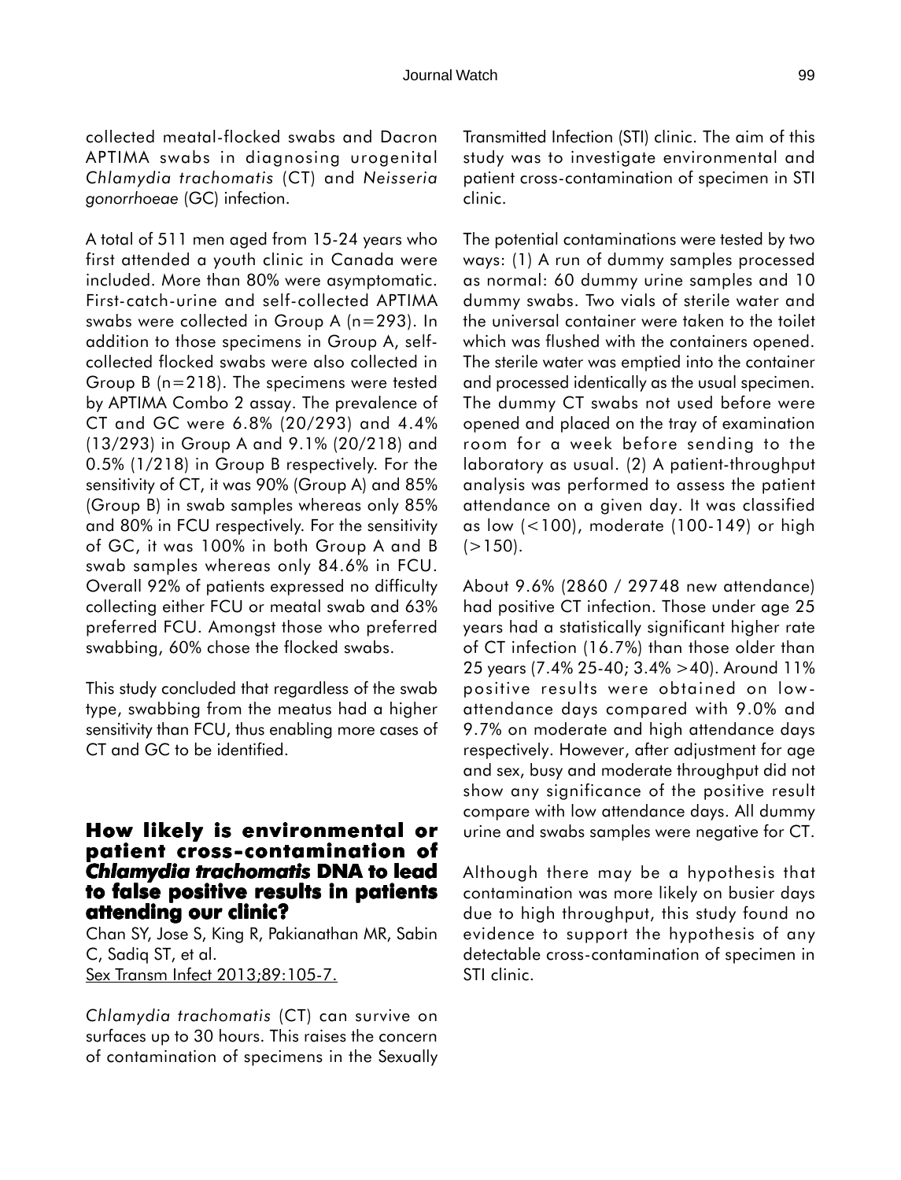collected meatal-flocked swabs and Dacron APTIMA swabs in diagnosing urogenital *Chlamydia trachomatis* (CT) and *Neisseria gonorrhoeae* (GC) infection.

A total of 511 men aged from 15-24 years who first attended a youth clinic in Canada were included. More than 80% were asymptomatic. First-catch-urine and self-collected APTIMA swabs were collected in Group A (n=293). In addition to those specimens in Group A, self-collected flocked swabs were also collected in Group B (n=218). The specimens were tested by APTIMA Combo 2 assay. The prevalence of CT and GC were 6.8% (20/293) and 4.4% (13/293) in Group A and 9.1% (20/218) and 0.5% (1/218) in Group B respectively. For the sensitivity of CT, it was 90% (Group A) and 85% (Group B) in swab samples whereas only 85% and 80% in FCU respectively. For the sensitivity of GC, it was 100% in both Group A and B swab samples whereas only 84.6% in FCU. Overall 92% of patients expressed no difficulty collecting either FCU or meatal swab and 63% preferred FCU. Amongst those who preferred swabbing, 60% chose the flocked swabs.

This study concluded that regardless of the swab type, swabbing from the meatus had a higher sensitivity than FCU, thus enabling more cases of CT and GC to be identified.

## How likely is environmental or patient cross-contamination of *Chlamydia trachomatis* DNA to lead to false positive results in patients attending our clinic?

Chan SY, Jose S, King R, Pakianathan MR, Sabin C, Sadiq ST, et al.
Sex Transm Infect 2013;89:105-7.

*Chlamydia trachomatis* (CT) can survive on surfaces up to 30 hours. This raises the concern of contamination of specimens in the Sexually Transmitted Infection (STI) clinic. The aim of this study was to investigate environmental and patient cross-contamination of specimen in STI clinic.

The potential contaminations were tested by two ways: (1) A run of dummy samples processed as normal: 60 dummy urine samples and 10 dummy swabs. Two vials of sterile water and the universal container were taken to the toilet which was flushed with the containers opened. The sterile water was emptied into the container and processed identically as the usual specimen. The dummy CT swabs not used before were opened and placed on the tray of examination room for a week before sending to the laboratory as usual. (2) A patient-throughput analysis was performed to assess the patient attendance on a given day. It was classified as low (<100), moderate (100-149) or high (>150).

About 9.6% (2860 / 29748 new attendance) had positive CT infection. Those under age 25 years had a statistically significant higher rate of CT infection (16.7%) than those older than 25 years (7.4% 25-40; 3.4% >40). Around 11% positive results were obtained on low-attendance days compared with 9.0% and 9.7% on moderate and high attendance days respectively. However, after adjustment for age and sex, busy and moderate throughput did not show any significance of the positive result compare with low attendance days. All dummy urine and swabs samples were negative for CT.

Although there may be a hypothesis that contamination was more likely on busier days due to high throughput, this study found no evidence to support the hypothesis of any detectable cross-contamination of specimen in STI clinic.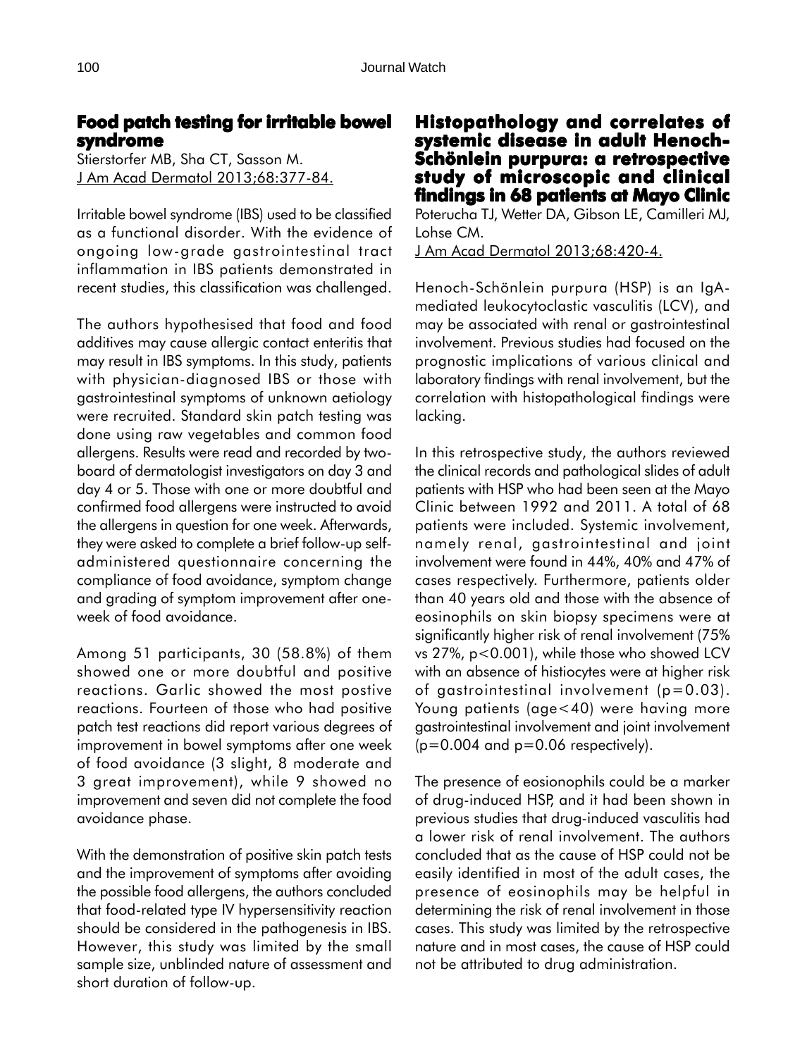## Food patch testing for irritable bowel syndrome

Stierstorfer MB, Sha CT, Sasson M.
J Am Acad Dermatol 2013;68:377-84.

Irritable bowel syndrome (IBS) used to be classified as a functional disorder. With the evidence of ongoing low-grade gastrointestinal tract inflammation in IBS patients demonstrated in recent studies, this classification was challenged.

The authors hypothesised that food and food additives may cause allergic contact enteritis that may result in IBS symptoms. In this study, patients with physician-diagnosed IBS or those with gastrointestinal symptoms of unknown aetiology were recruited. Standard skin patch testing was done using raw vegetables and common food allergens. Results were read and recorded by two-board of dermatologist investigators on day 3 and day 4 or 5. Those with one or more doubtful and confirmed food allergens were instructed to avoid the allergens in question for one week. Afterwards, they were asked to complete a brief follow-up self-administered questionnaire concerning the compliance of food avoidance, symptom change and grading of symptom improvement after one-week of food avoidance.

Among 51 participants, 30 (58.8%) of them showed one or more doubtful and positive reactions. Garlic showed the most postive reactions. Fourteen of those who had positive patch test reactions did report various degrees of improvement in bowel symptoms after one week of food avoidance (3 slight, 8 moderate and 3 great improvement), while 9 showed no improvement and seven did not complete the food avoidance phase.

With the demonstration of positive skin patch tests and the improvement of symptoms after avoiding the possible food allergens, the authors concluded that food-related type IV hypersensitivity reaction should be considered in the pathogenesis in IBS. However, this study was limited by the small sample size, unblinded nature of assessment and short duration of follow-up.

## Histopathology and correlates of systemic disease in adult Henoch-Schönlein purpura: a retrospective study of microscopic and clinical findings in 68 patients at Mayo Clinic

Poterucha TJ, Wetter DA, Gibson LE, Camilleri MJ, Lohse CM.
J Am Acad Dermatol 2013;68:420-4.

Henoch-Schönlein purpura (HSP) is an IgA-mediated leukocytoclastic vasculitis (LCV), and may be associated with renal or gastrointestinal involvement. Previous studies had focused on the prognostic implications of various clinical and laboratory findings with renal involvement, but the correlation with histopathological findings were lacking.

In this retrospective study, the authors reviewed the clinical records and pathological slides of adult patients with HSP who had been seen at the Mayo Clinic between 1992 and 2011. A total of 68 patients were included. Systemic involvement, namely renal, gastrointestinal and joint involvement were found in 44%, 40% and 47% of cases respectively. Furthermore, patients older than 40 years old and those with the absence of eosinophils on skin biopsy specimens were at significantly higher risk of renal involvement (75% vs 27%, $p<0.001$), while those who showed LCV with an absence of histiocytes were at higher risk of gastrointestinal involvement ($p=0.03$). Young patients (age<40) were having more gastrointestinal involvement and joint involvement ($p=0.004$ and $p=0.06$ respectively).

The presence of eosionophils could be a marker of drug-induced HSP, and it had been shown in previous studies that drug-induced vasculitis had a lower risk of renal involvement. The authors concluded that as the cause of HSP could not be easily identified in most of the adult cases, the presence of eosinophils may be helpful in determining the risk of renal involvement in those cases. This study was limited by the retrospective nature and in most cases, the cause of HSP could not be attributed to drug administration.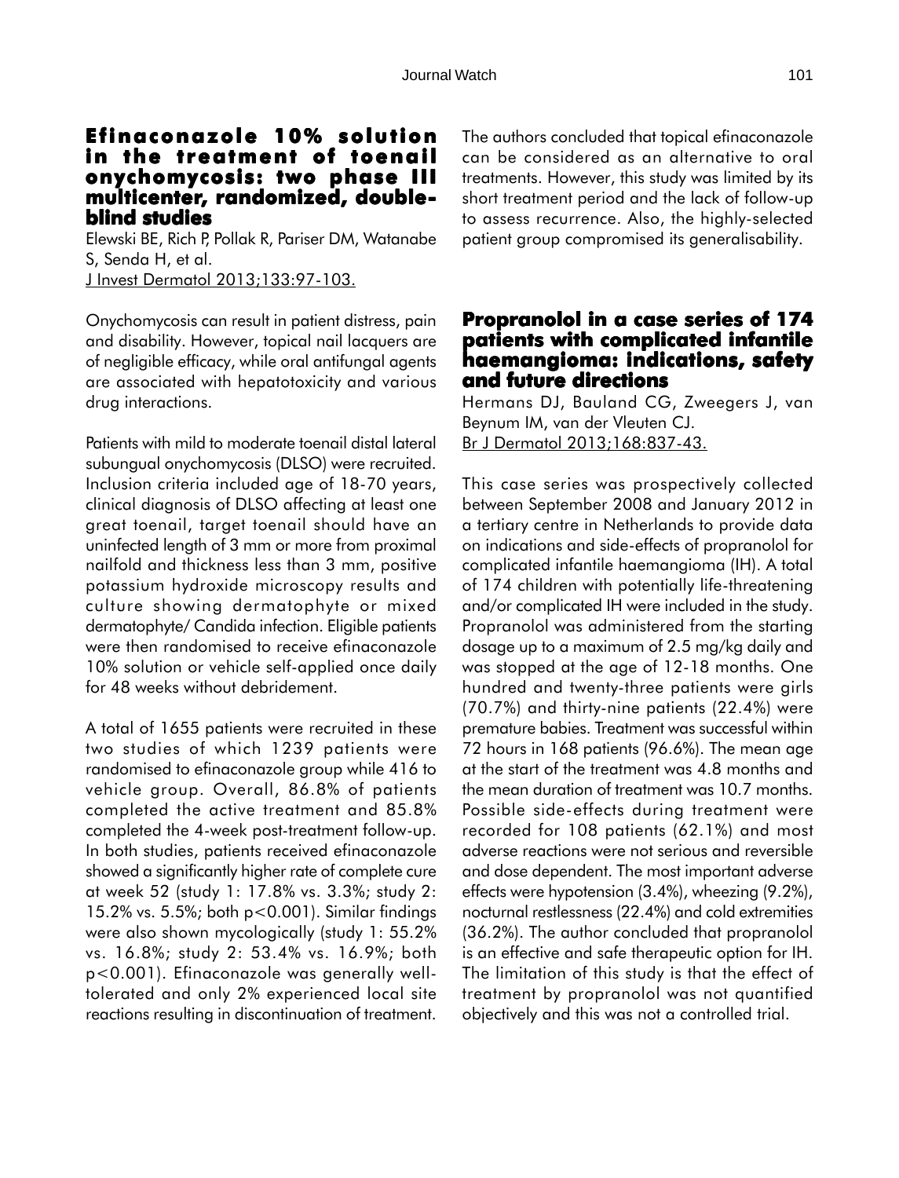## Efinaconazole 10% solution in the treatment of toenail onychomycosis: two phase III multicenter, randomized, double-blind studies

Elewski BE, Rich P, Pollak R, Pariser DM, Watanabe S, Senda H, et al.
J Invest Dermatol 2013;133:97-103.

Onychomycosis can result in patient distress, pain and disability. However, topical nail lacquers are of negligible efficacy, while oral antifungal agents are associated with hepatotoxicity and various drug interactions.

Patients with mild to moderate toenail distal lateral subungual onychomycosis (DLSO) were recruited. Inclusion criteria included age of 18-70 years, clinical diagnosis of DLSO affecting at least one great toenail, target toenail should have an uninfected length of 3 mm or more from proximal nailfold and thickness less than 3 mm, positive potassium hydroxide microscopy results and culture showing dermatophyte or mixed dermatophyte/ Candida infection. Eligible patients were then randomised to receive efinaconazole 10% solution or vehicle self-applied once daily for 48 weeks without debridement.

A total of 1655 patients were recruited in these two studies of which 1239 patients were randomised to efinaconazole group while 416 to vehicle group. Overall, 86.8% of patients completed the active treatment and 85.8% completed the 4-week post-treatment follow-up. In both studies, patients received efinaconazole showed a significantly higher rate of complete cure at week 52 (study 1: 17.8% vs. 3.3%; study 2: 15.2% vs. 5.5%; both $p<0.001$). Similar findings were also shown mycologically (study 1: 55.2% vs. 16.8%; study 2: 53.4% vs. 16.9%; both $p<0.001$). Efinaconazole was generally well-tolerated and only 2% experienced local site reactions resulting in discontinuation of treatment. The authors concluded that topical efinaconazole can be considered as an alternative to oral treatments. However, this study was limited by its short treatment period and the lack of follow-up to assess recurrence. Also, the highly-selected patient group compromised its generalisability.

## Propranolol in a case series of 174 patients with complicated infantile haemangioma: indications, safety and future directions

Hermans DJ, Bauland CG, Zweegers J, van Beynum IM, van der Vleuten CJ.
Br J Dermatol 2013;168:837-43.

This case series was prospectively collected between September 2008 and January 2012 in a tertiary centre in Netherlands to provide data on indications and side-effects of propranolol for complicated infantile haemangioma (IH). A total of 174 children with potentially life-threatening and/or complicated IH were included in the study. Propranolol was administered from the starting dosage up to a maximum of 2.5 mg/kg daily and was stopped at the age of 12-18 months. One hundred and twenty-three patients were girls (70.7%) and thirty-nine patients (22.4%) were premature babies. Treatment was successful within 72 hours in 168 patients (96.6%). The mean age at the start of the treatment was 4.8 months and the mean duration of treatment was 10.7 months. Possible side-effects during treatment were recorded for 108 patients (62.1%) and most adverse reactions were not serious and reversible and dose dependent. The most important adverse effects were hypotension (3.4%), wheezing (9.2%), nocturnal restlessness (22.4%) and cold extremities (36.2%). The author concluded that propranolol is an effective and safe therapeutic option for IH. The limitation of this study is that the effect of treatment by propranolol was not quantified objectively and this was not a controlled trial.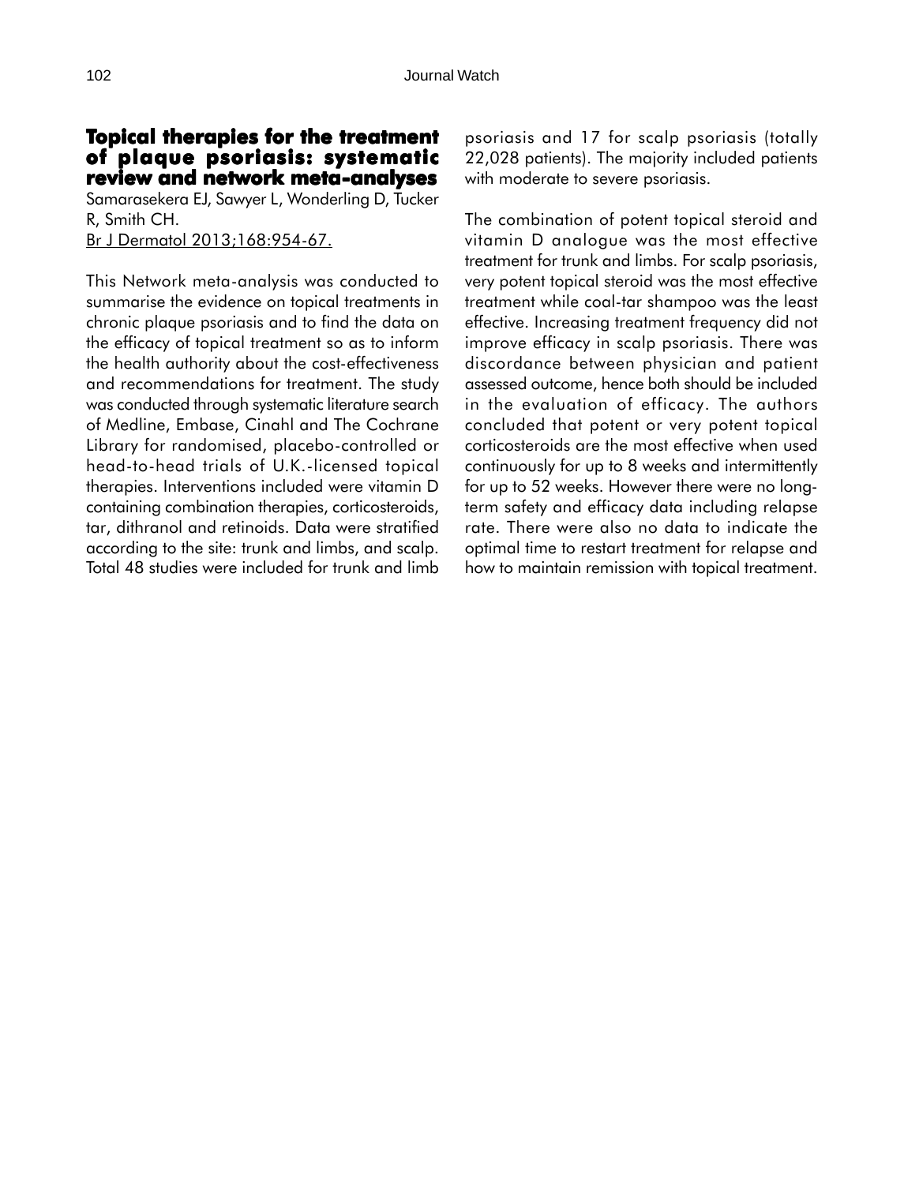## Topical therapies for the treatment of plaque psoriasis: systematic review and network meta-analyses

Samarasekera EJ, Sawyer L, Wonderling D, Tucker R, Smith CH.

Br J Dermatol 2013;168:954-67.

This Network meta-analysis was conducted to summarise the evidence on topical treatments in chronic plaque psoriasis and to find the data on the efficacy of topical treatment so as to inform the health authority about the cost-effectiveness and recommendations for treatment. The study was conducted through systematic literature search of Medline, Embase, Cinahl and The Cochrane Library for randomised, placebo-controlled or head-to-head trials of U.K.-licensed topical therapies. Interventions included were vitamin D containing combination therapies, corticosteroids, tar, dithranol and retinoids. Data were stratified according to the site: trunk and limbs, and scalp. Total 48 studies were included for trunk and limb psoriasis and 17 for scalp psoriasis (totally 22,028 patients). The majority included patients with moderate to severe psoriasis.

The combination of potent topical steroid and vitamin D analogue was the most effective treatment for trunk and limbs. For scalp psoriasis, very potent topical steroid was the most effective treatment while coal-tar shampoo was the least effective. Increasing treatment frequency did not improve efficacy in scalp psoriasis. There was discordance between physician and patient assessed outcome, hence both should be included in the evaluation of efficacy. The authors concluded that potent or very potent topical corticosteroids are the most effective when used continuously for up to 8 weeks and intermittently for up to 52 weeks. However there were no long-term safety and efficacy data including relapse rate. There were also no data to indicate the optimal time to restart treatment for relapse and how to maintain remission with topical treatment.